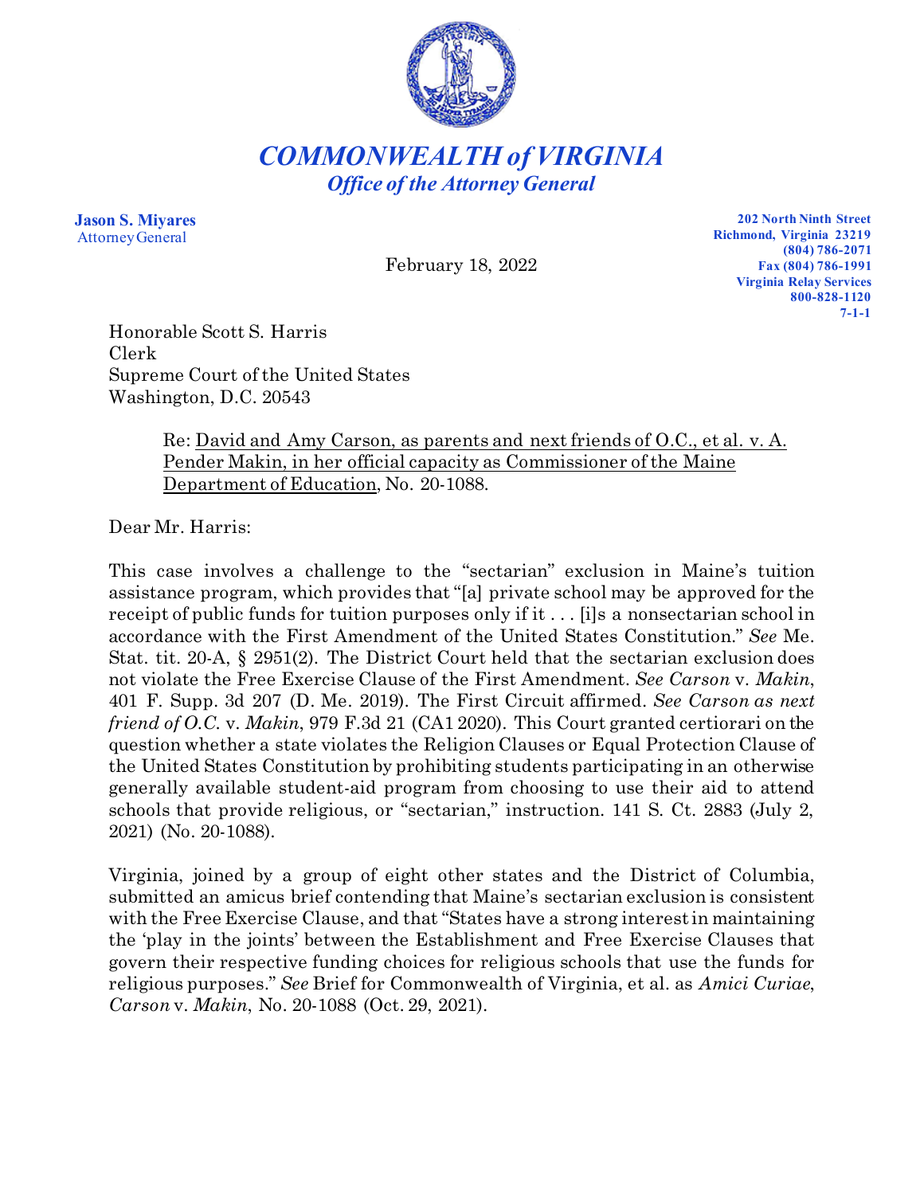# *COMMONWEALTH of VIRGINIA*

## *Office of the Attorney General*

**Jason S. Miyares**
Attorney General

February 18, 2022

**202 North Ninth Street**
**Richmond, Virginia 23219**
**(804) 786-2071**
**Fax (804) 786-1991**
**Virginia Relay Services**
**800-828-1120**
**7-1-1**

Honorable Scott S. Harris
Clerk
Supreme Court of the United States
Washington, D.C. 20543

Re: David and Amy Carson, as parents and next friends of O.C., et al. v. A. Pender Makin, in her official capacity as Commissioner of the Maine Department of Education, No. 20-1088.

Dear Mr. Harris:

This case involves a challenge to the "sectarian" exclusion in Maine's tuition assistance program, which provides that "[a] private school may be approved for the receipt of public funds for tuition purposes only if it . . . [i]s a nonsectarian school in accordance with the First Amendment of the United States Constitution." *See* Me. Stat. tit. 20-A, § 2951(2). The District Court held that the sectarian exclusion does not violate the Free Exercise Clause of the First Amendment. *See Carson* v. *Makin*, 401 F. Supp. 3d 207 (D. Me. 2019). The First Circuit affirmed. *See Carson as next friend of O.C.* v. *Makin*, 979 F.3d 21 (CA1 2020). This Court granted certiorari on the question whether a state violates the Religion Clauses or Equal Protection Clause of the United States Constitution by prohibiting students participating in an otherwise generally available student-aid program from choosing to use their aid to attend schools that provide religious, or "sectarian," instruction. 141 S. Ct. 2883 (July 2, 2021) (No. 20-1088).

Virginia, joined by a group of eight other states and the District of Columbia, submitted an amicus brief contending that Maine's sectarian exclusion is consistent with the Free Exercise Clause, and that "States have a strong interest in maintaining the 'play in the joints' between the Establishment and Free Exercise Clauses that govern their respective funding choices for religious schools that use the funds for religious purposes." *See* Brief for Commonwealth of Virginia, et al. as *Amici Curiae*, *Carson* v. *Makin*, No. 20-1088 (Oct. 29, 2021).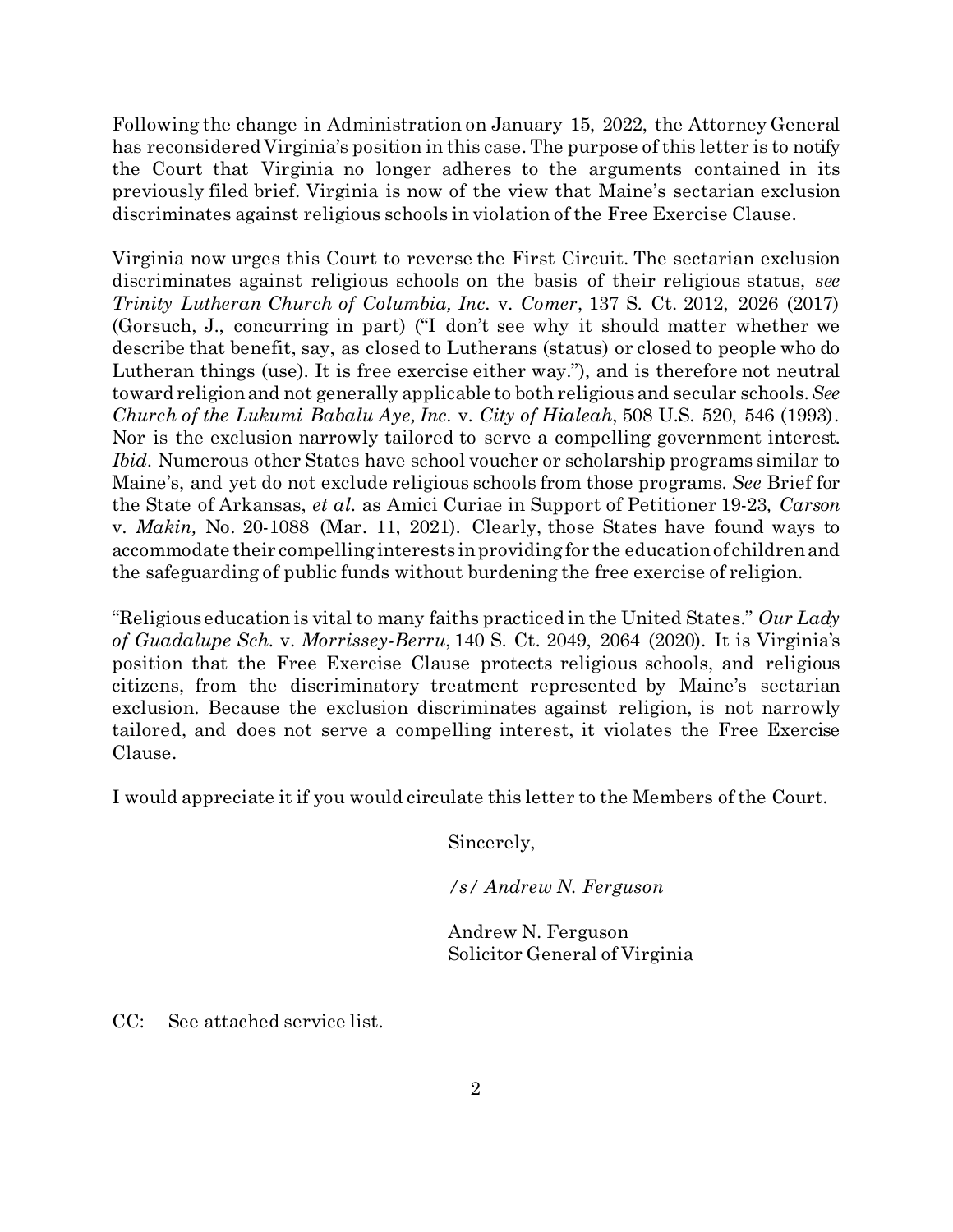Following the change in Administration on January 15, 2022, the Attorney General has reconsidered Virginia's position in this case. The purpose of this letter is to notify the Court that Virginia no longer adheres to the arguments contained in its previously filed brief. Virginia is now of the view that Maine's sectarian exclusion discriminates against religious schools in violation of the Free Exercise Clause.

Virginia now urges this Court to reverse the First Circuit. The sectarian exclusion discriminates against religious schools on the basis of their religious status, *see Trinity Lutheran Church of Columbia, Inc.* v. *Comer*, 137 S. Ct. 2012, 2026 (2017) (Gorsuch, J., concurring in part) ("I don't see why it should matter whether we describe that benefit, say, as closed to Lutherans (status) or closed to people who do Lutheran things (use). It is free exercise either way."), and is therefore not neutral toward religion and not generally applicable to both religious and secular schools. *See Church of the Lukumi Babalu Aye, Inc.* v. *City of Hialeah*, 508 U.S. 520, 546 (1993). Nor is the exclusion narrowly tailored to serve a compelling government interest. *Ibid.* Numerous other States have school voucher or scholarship programs similar to Maine's, and yet do not exclude religious schools from those programs. *See* Brief for the State of Arkansas, *et al.* as Amici Curiae in Support of Petitioner 19-23, *Carson* v. *Makin,* No. 20-1088 (Mar. 11, 2021). Clearly, those States have found ways to accommodate their compelling interests in providing for the education of children and the safeguarding of public funds without burdening the free exercise of religion.

"Religious education is vital to many faiths practiced in the United States." *Our Lady of Guadalupe Sch.* v. *Morrissey-Berru*, 140 S. Ct. 2049, 2064 (2020). It is Virginia's position that the Free Exercise Clause protects religious schools, and religious citizens, from the discriminatory treatment represented by Maine's sectarian exclusion. Because the exclusion discriminates against religion, is not narrowly tailored, and does not serve a compelling interest, it violates the Free Exercise Clause.

I would appreciate it if you would circulate this letter to the Members of the Court.

Sincerely,

*/s/ Andrew N. Ferguson*

Andrew N. Ferguson
Solicitor General of Virginia

CC: See attached service list.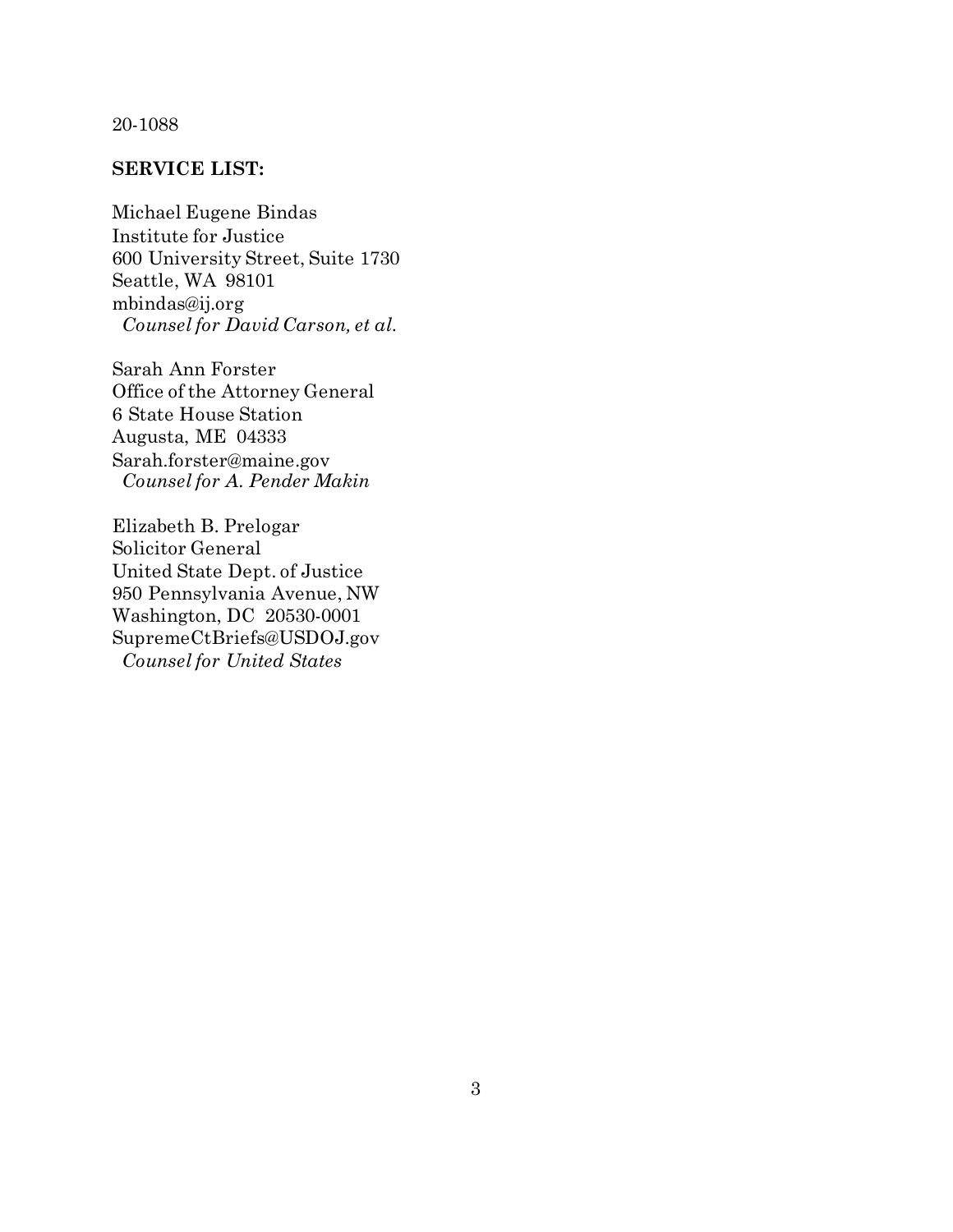20-1088

**SERVICE LIST:**

Michael Eugene Bindas
Institute for Justice
600 University Street, Suite 1730
Seattle, WA 98101
mbindas@ij.org
*Counsel for David Carson, et al.*

Sarah Ann Forster
Office of the Attorney General
6 State House Station
Augusta, ME 04333
Sarah.forster@maine.gov
*Counsel for A. Pender Makin*

Elizabeth B. Prelogar
Solicitor General
United State Dept. of Justice
950 Pennsylvania Avenue, NW
Washington, DC 20530-0001
SupremeCtBriefs@USDOJ.gov
*Counsel for United States*